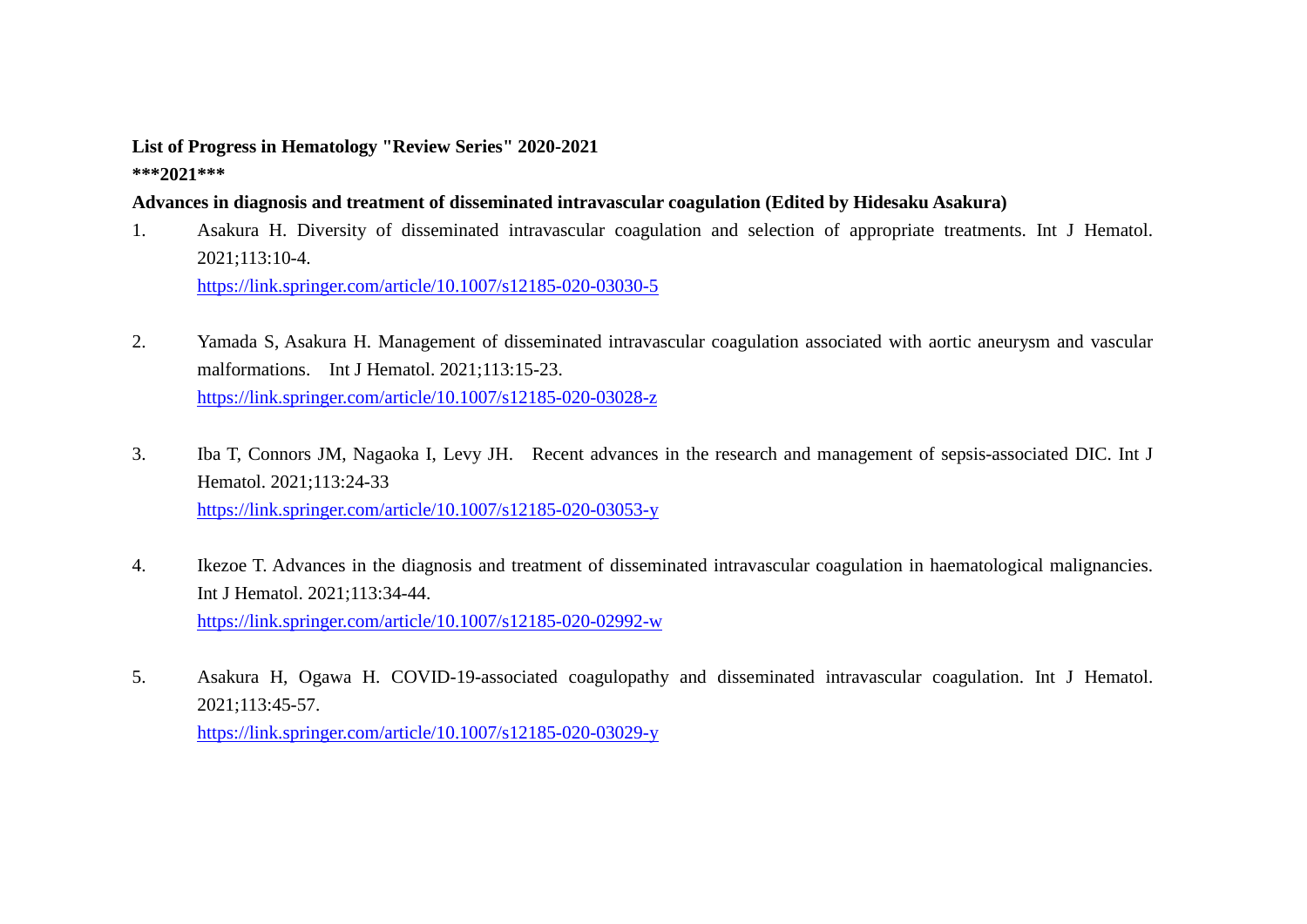**List of Progress in Hematology "Review Series" 2020-2021**

**\*\*\*2021\*\*\***

**Advances in diagnosis and treatment of disseminated intravascular coagulation (Edited by Hidesaku Asakura)**

1. Asakura H. Diversity of disseminated intravascular coagulation and selection of appropriate treatments. Int J Hematol. 2021;113:10-4.
   https://link.springer.com/article/10.1007/s12185-020-03030-5

2. Yamada S, Asakura H. Management of disseminated intravascular coagulation associated with aortic aneurysm and vascular malformations. Int J Hematol. 2021;113:15-23.
   https://link.springer.com/article/10.1007/s12185-020-03028-z

3. Iba T, Connors JM, Nagaoka I, Levy JH. Recent advances in the research and management of sepsis-associated DIC. Int J Hematol. 2021;113:24-33
   https://link.springer.com/article/10.1007/s12185-020-03053-y

4. Ikezoe T. Advances in the diagnosis and treatment of disseminated intravascular coagulation in haematological malignancies. Int J Hematol. 2021;113:34-44.
   https://link.springer.com/article/10.1007/s12185-020-02992-w

5. Asakura H, Ogawa H. COVID-19-associated coagulopathy and disseminated intravascular coagulation. Int J Hematol. 2021;113:45-57.
   https://link.springer.com/article/10.1007/s12185-020-03029-y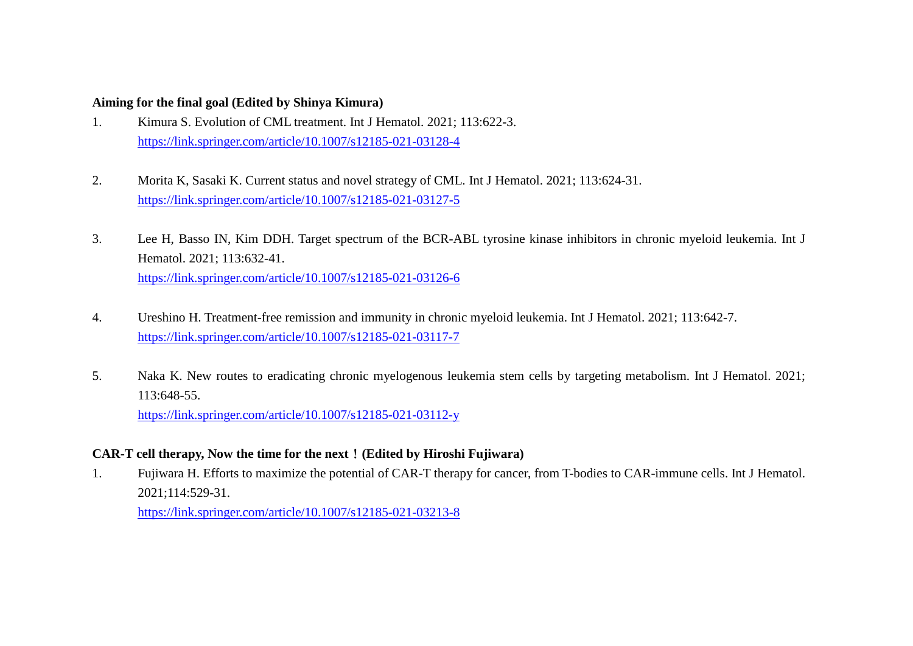**Aiming for the final goal (Edited by Shinya Kimura)**

1. Kimura S. Evolution of CML treatment. Int J Hematol. 2021; 113:622-3.
   https://link.springer.com/article/10.1007/s12185-021-03128-4

2. Morita K, Sasaki K. Current status and novel strategy of CML. Int J Hematol. 2021; 113:624-31.
   https://link.springer.com/article/10.1007/s12185-021-03127-5

3. Lee H, Basso IN, Kim DDH. Target spectrum of the BCR-ABL tyrosine kinase inhibitors in chronic myeloid leukemia. Int J Hematol. 2021; 113:632-41.
   https://link.springer.com/article/10.1007/s12185-021-03126-6

4. Ureshino H. Treatment-free remission and immunity in chronic myeloid leukemia. Int J Hematol. 2021; 113:642-7.
   https://link.springer.com/article/10.1007/s12185-021-03117-7

5. Naka K. New routes to eradicating chronic myelogenous leukemia stem cells by targeting metabolism. Int J Hematol. 2021; 113:648-55.
   https://link.springer.com/article/10.1007/s12185-021-03112-y

**CAR-T cell therapy, Now the time for the next！(Edited by Hiroshi Fujiwara)**

1. Fujiwara H. Efforts to maximize the potential of CAR-T therapy for cancer, from T-bodies to CAR-immune cells. Int J Hematol. 2021;114:529-31.
   https://link.springer.com/article/10.1007/s12185-021-03213-8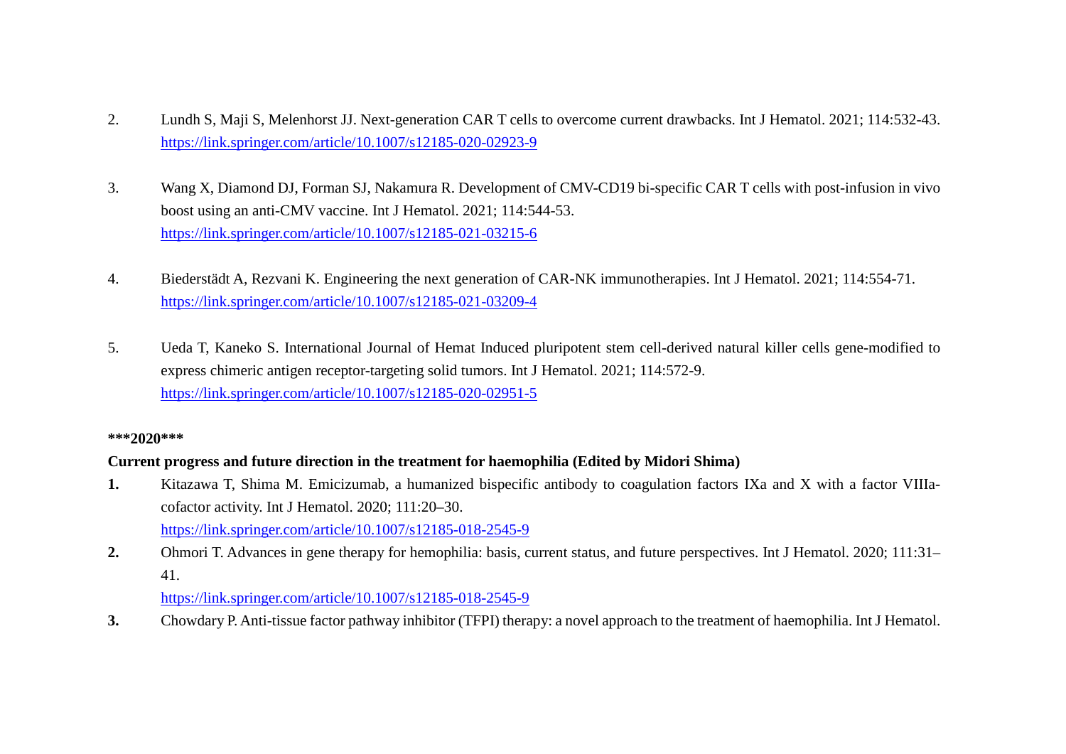2. Lundh S, Maji S, Melenhorst JJ. Next-generation CAR T cells to overcome current drawbacks. Int J Hematol. 2021; 114:532-43.
   https://link.springer.com/article/10.1007/s12185-020-02923-9

3. Wang X, Diamond DJ, Forman SJ, Nakamura R. Development of CMV-CD19 bi-specific CAR T cells with post-infusion in vivo boost using an anti-CMV vaccine. Int J Hematol. 2021; 114:544-53.
   https://link.springer.com/article/10.1007/s12185-021-03215-6

4. Biederstädt A, Rezvani K. Engineering the next generation of CAR-NK immunotherapies. Int J Hematol. 2021; 114:554-71.
   https://link.springer.com/article/10.1007/s12185-021-03209-4

5. Ueda T, Kaneko S. International Journal of Hemat Induced pluripotent stem cell-derived natural killer cells gene-modified to express chimeric antigen receptor-targeting solid tumors. Int J Hematol. 2021; 114:572-9.
   https://link.springer.com/article/10.1007/s12185-020-02951-5

**\*\*\*2020\*\*\***

**Current progress and future direction in the treatment for haemophilia (Edited by Midori Shima)**

**1.** Kitazawa T, Shima M. Emicizumab, a humanized bispecific antibody to coagulation factors IXa and X with a factor VIIIa-cofactor activity. Int J Hematol. 2020; 111:20–30.
   https://link.springer.com/article/10.1007/s12185-018-2545-9

**2.** Ohmori T. Advances in gene therapy for hemophilia: basis, current status, and future perspectives. Int J Hematol. 2020; 111:31–41.
   https://link.springer.com/article/10.1007/s12185-018-2545-9

**3.** Chowdary P. Anti-tissue factor pathway inhibitor (TFPI) therapy: a novel approach to the treatment of haemophilia. Int J Hematol.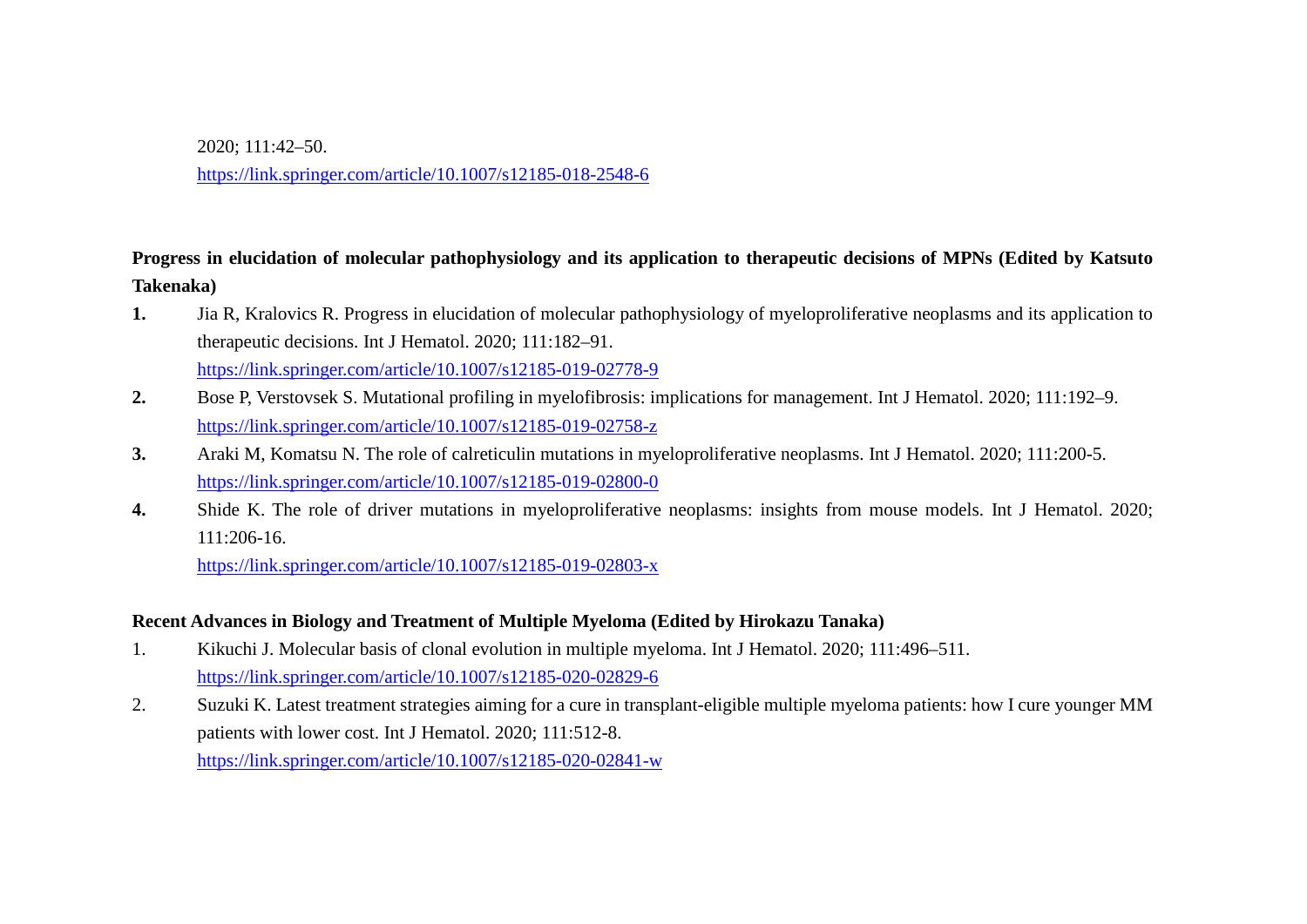2020; 111:42–50.
https://link.springer.com/article/10.1007/s12185-018-2548-6

**Progress in elucidation of molecular pathophysiology and its application to therapeutic decisions of MPNs (Edited by Katsuto Takenaka)**

**1.** Jia R, Kralovics R. Progress in elucidation of molecular pathophysiology of myeloproliferative neoplasms and its application to therapeutic decisions. Int J Hematol. 2020; 111:182–91.
https://link.springer.com/article/10.1007/s12185-019-02778-9

**2.** Bose P, Verstovsek S. Mutational profiling in myelofibrosis: implications for management. Int J Hematol. 2020; 111:192–9.
https://link.springer.com/article/10.1007/s12185-019-02758-z

**3.** Araki M, Komatsu N. The role of calreticulin mutations in myeloproliferative neoplasms. Int J Hematol. 2020; 111:200-5.
https://link.springer.com/article/10.1007/s12185-019-02800-0

**4.** Shide K. The role of driver mutations in myeloproliferative neoplasms: insights from mouse models. Int J Hematol. 2020; 111:206-16.
https://link.springer.com/article/10.1007/s12185-019-02803-x

**Recent Advances in Biology and Treatment of Multiple Myeloma (Edited by Hirokazu Tanaka)**

1. Kikuchi J. Molecular basis of clonal evolution in multiple myeloma. Int J Hematol. 2020; 111:496–511.
https://link.springer.com/article/10.1007/s12185-020-02829-6

2. Suzuki K. Latest treatment strategies aiming for a cure in transplant-eligible multiple myeloma patients: how I cure younger MM patients with lower cost. Int J Hematol. 2020; 111:512-8.
https://link.springer.com/article/10.1007/s12185-020-02841-w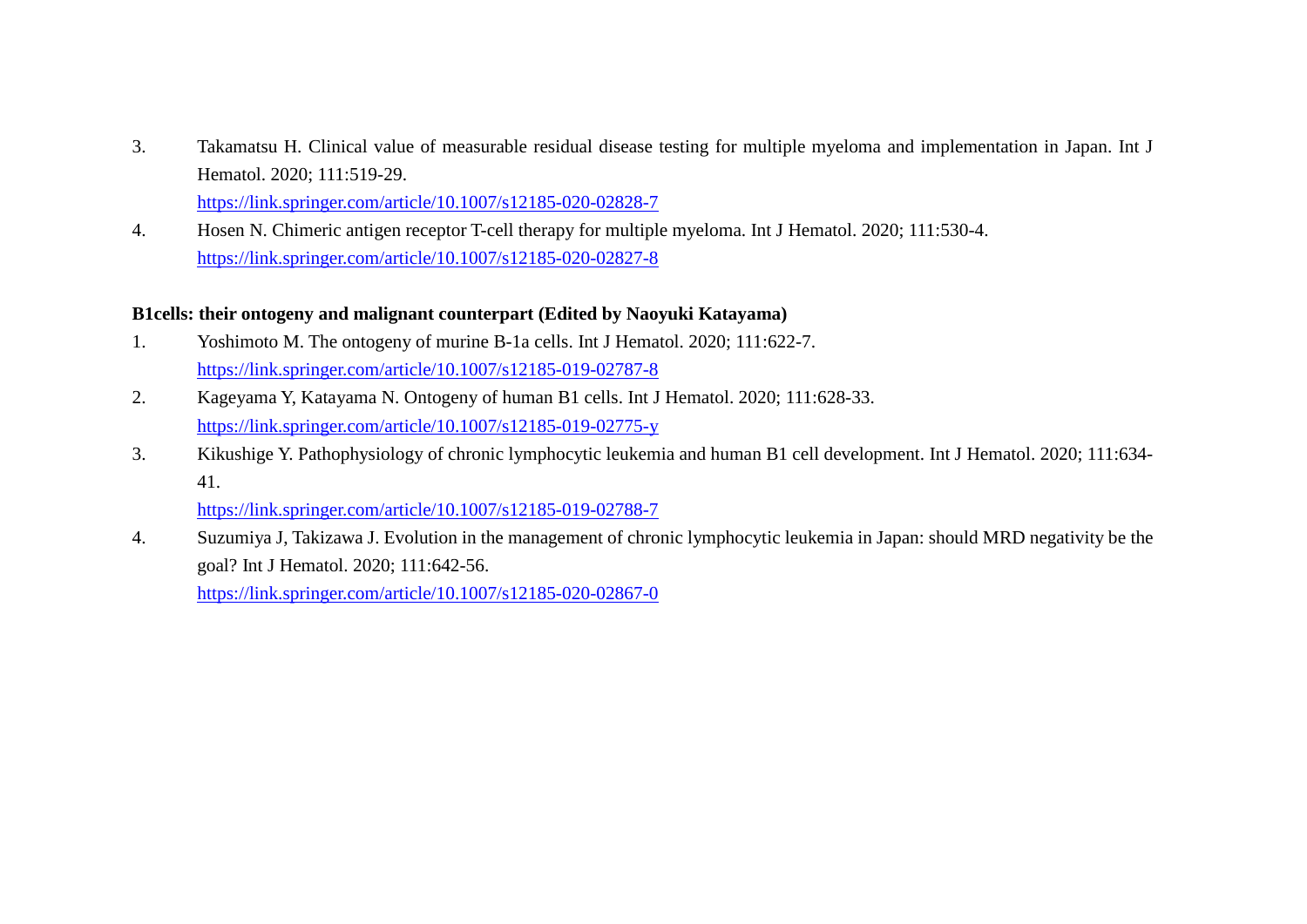3. Takamatsu H. Clinical value of measurable residual disease testing for multiple myeloma and implementation in Japan. Int J Hematol. 2020; 111:519-29.
   https://link.springer.com/article/10.1007/s12185-020-02828-7
4. Hosen N. Chimeric antigen receptor T-cell therapy for multiple myeloma. Int J Hematol. 2020; 111:530-4.
   https://link.springer.com/article/10.1007/s12185-020-02827-8

**B1cells: their ontogeny and malignant counterpart (Edited by Naoyuki Katayama)**

1. Yoshimoto M. The ontogeny of murine B-1a cells. Int J Hematol. 2020; 111:622-7.
   https://link.springer.com/article/10.1007/s12185-019-02787-8
2. Kageyama Y, Katayama N. Ontogeny of human B1 cells. Int J Hematol. 2020; 111:628-33.
   https://link.springer.com/article/10.1007/s12185-019-02775-y
3. Kikushige Y. Pathophysiology of chronic lymphocytic leukemia and human B1 cell development. Int J Hematol. 2020; 111:634-41.
   https://link.springer.com/article/10.1007/s12185-019-02788-7
4. Suzumiya J, Takizawa J. Evolution in the management of chronic lymphocytic leukemia in Japan: should MRD negativity be the goal? Int J Hematol. 2020; 111:642-56.
   https://link.springer.com/article/10.1007/s12185-020-02867-0